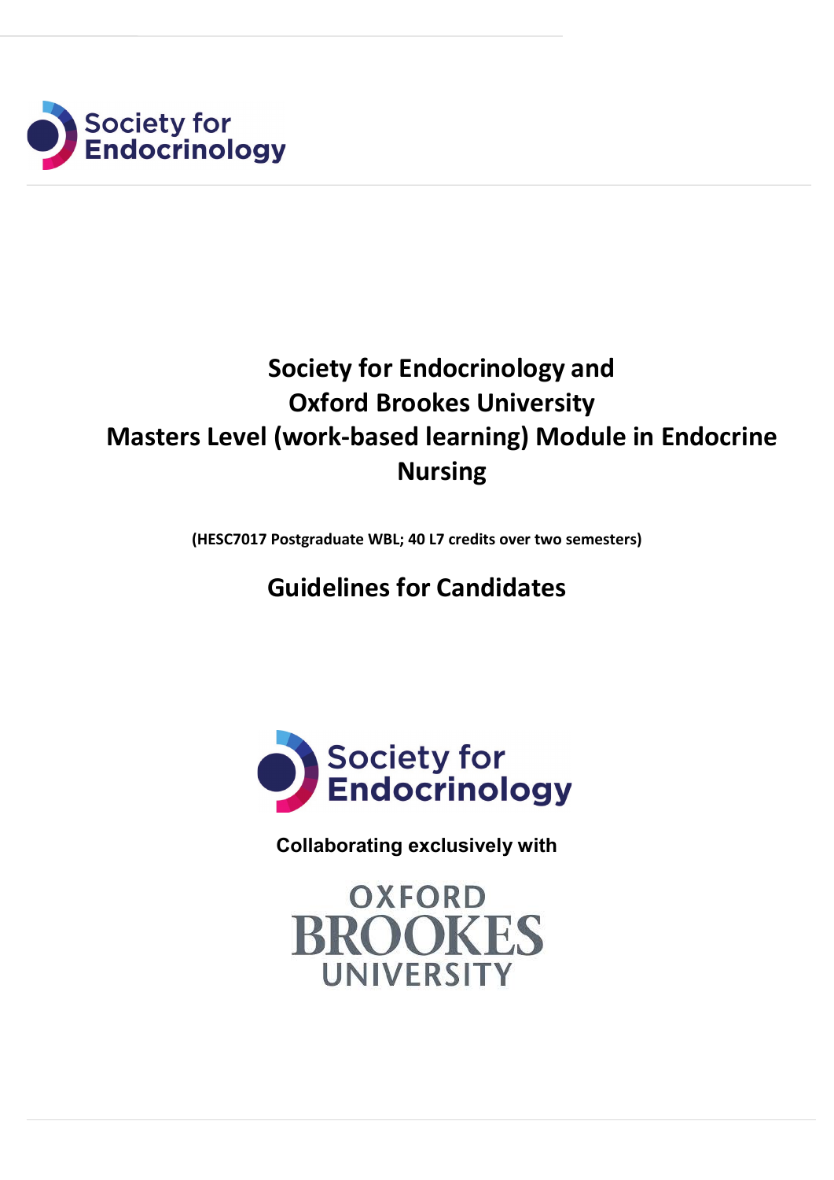Society for Endocrinology

# Society for Endocrinology and Oxford Brookes University Masters Level (work-based learning) Module in Endocrine Nursing

**(HESC7017 Postgraduate WBL; 40 L7 credits over two semesters)**

## Guidelines for Candidates

Society for Endocrinology

**Collaborating exclusively with**

OXFORD BROOKES UNIVERSITY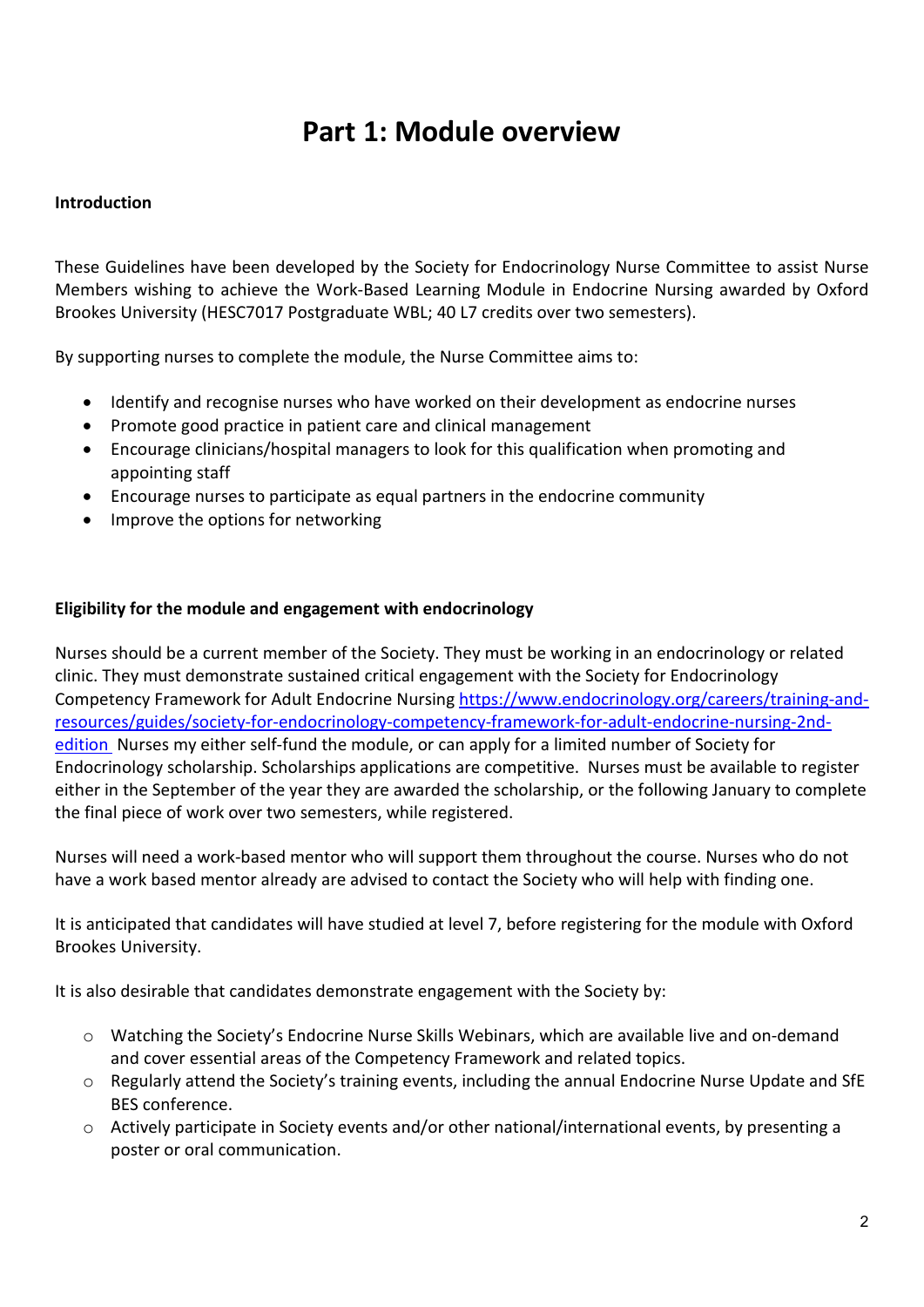# Part 1: Module overview

**Introduction**

These Guidelines have been developed by the Society for Endocrinology Nurse Committee to assist Nurse Members wishing to achieve the Work-Based Learning Module in Endocrine Nursing awarded by Oxford Brookes University (HESC7017 Postgraduate WBL; 40 L7 credits over two semesters).

By supporting nurses to complete the module, the Nurse Committee aims to:

- Identify and recognise nurses who have worked on their development as endocrine nurses
- Promote good practice in patient care and clinical management
- Encourage clinicians/hospital managers to look for this qualification when promoting and appointing staff
- Encourage nurses to participate as equal partners in the endocrine community
- Improve the options for networking

**Eligibility for the module and engagement with endocrinology**

Nurses should be a current member of the Society. They must be working in an endocrinology or related clinic. They must demonstrate sustained critical engagement with the Society for Endocrinology Competency Framework for Adult Endocrine Nursing [https://www.endocrinology.org/careers/training-and-resources/guides/society-for-endocrinology-competency-framework-for-adult-endocrine-nursing-2nd-edition](https://www.endocrinology.org/careers/training-and-resources/guides/society-for-endocrinology-competency-framework-for-adult-endocrine-nursing-2nd-edition) Nurses my either self-fund the module, or can apply for a limited number of Society for Endocrinology scholarship. Scholarships applications are competitive. Nurses must be available to register either in the September of the year they are awarded the scholarship, or the following January to complete the final piece of work over two semesters, while registered.

Nurses will need a work-based mentor who will support them throughout the course. Nurses who do not have a work based mentor already are advised to contact the Society who will help with finding one.

It is anticipated that candidates will have studied at level 7, before registering for the module with Oxford Brookes University.

It is also desirable that candidates demonstrate engagement with the Society by:

- Watching the Society's Endocrine Nurse Skills Webinars, which are available live and on-demand and cover essential areas of the Competency Framework and related topics.
- Regularly attend the Society's training events, including the annual Endocrine Nurse Update and SfE BES conference.
- Actively participate in Society events and/or other national/international events, by presenting a poster or oral communication.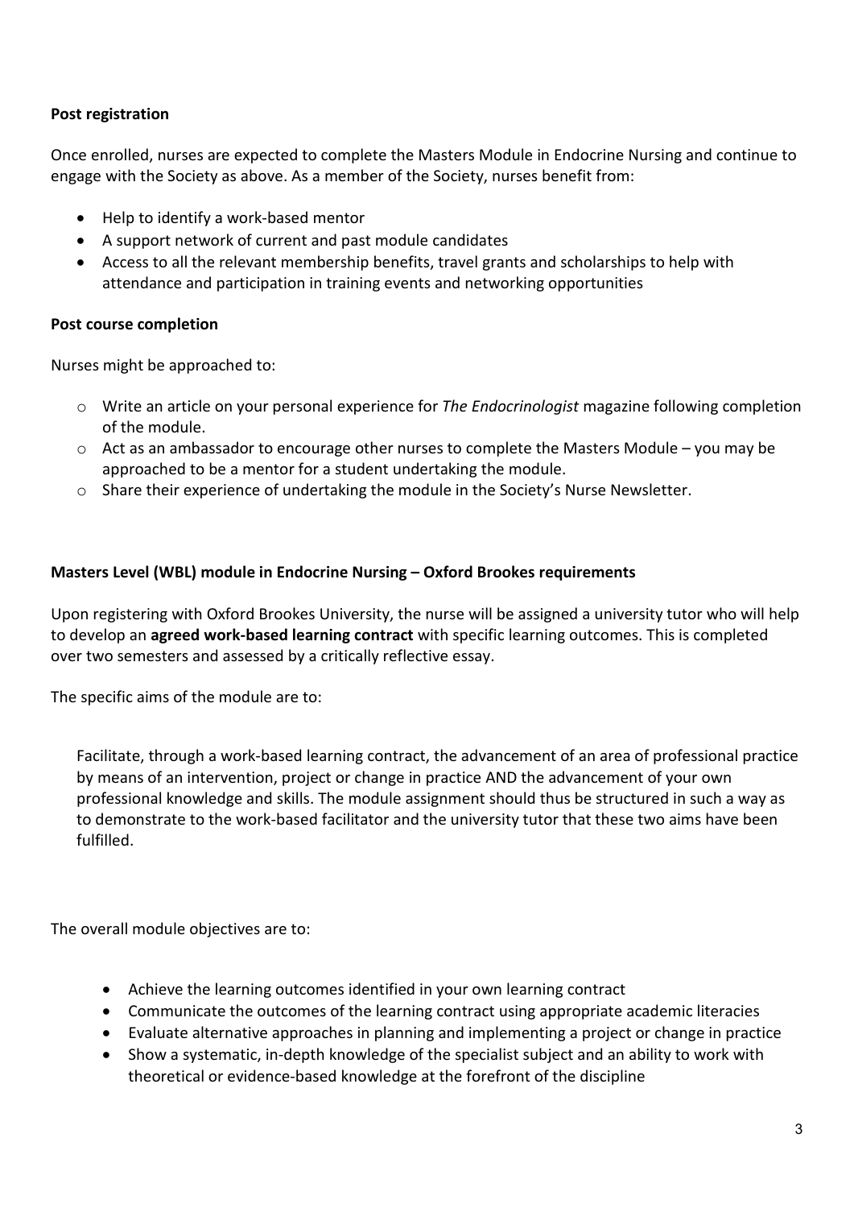**Post registration**

Once enrolled, nurses are expected to complete the Masters Module in Endocrine Nursing and continue to engage with the Society as above. As a member of the Society, nurses benefit from:

- Help to identify a work-based mentor
- A support network of current and past module candidates
- Access to all the relevant membership benefits, travel grants and scholarships to help with attendance and participation in training events and networking opportunities

**Post course completion**

Nurses might be approached to:

- Write an article on your personal experience for *The Endocrinologist* magazine following completion of the module.
- Act as an ambassador to encourage other nurses to complete the Masters Module – you may be approached to be a mentor for a student undertaking the module.
- Share their experience of undertaking the module in the Society's Nurse Newsletter.

**Masters Level (WBL) module in Endocrine Nursing – Oxford Brookes requirements**

Upon registering with Oxford Brookes University, the nurse will be assigned a university tutor who will help to develop an **agreed work-based learning contract** with specific learning outcomes. This is completed over two semesters and assessed by a critically reflective essay.

The specific aims of the module are to:

> Facilitate, through a work-based learning contract, the advancement of an area of professional practice by means of an intervention, project or change in practice AND the advancement of your own professional knowledge and skills. The module assignment should thus be structured in such a way as to demonstrate to the work-based facilitator and the university tutor that these two aims have been fulfilled.

The overall module objectives are to:

- Achieve the learning outcomes identified in your own learning contract
- Communicate the outcomes of the learning contract using appropriate academic literacies
- Evaluate alternative approaches in planning and implementing a project or change in practice
- Show a systematic, in-depth knowledge of the specialist subject and an ability to work with theoretical or evidence-based knowledge at the forefront of the discipline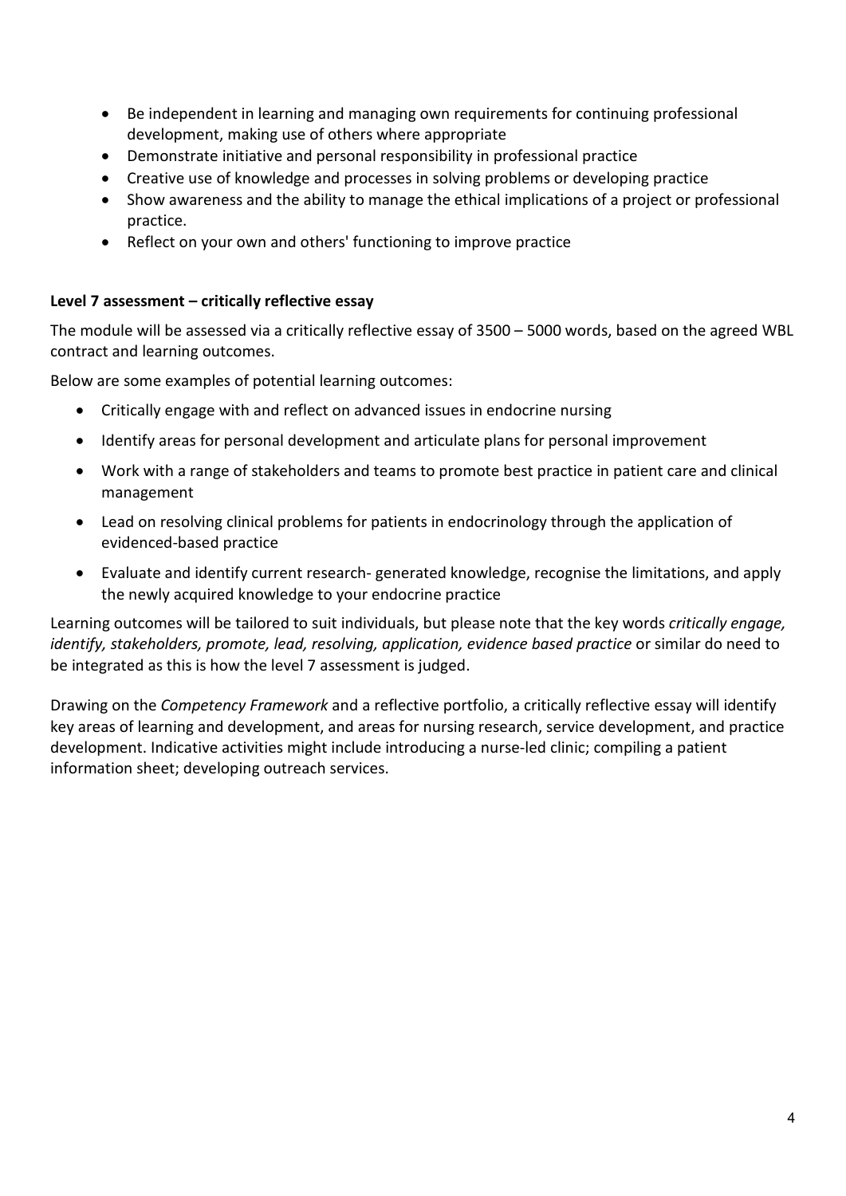- Be independent in learning and managing own requirements for continuing professional development, making use of others where appropriate
- Demonstrate initiative and personal responsibility in professional practice
- Creative use of knowledge and processes in solving problems or developing practice
- Show awareness and the ability to manage the ethical implications of a project or professional practice.
- Reflect on your own and others' functioning to improve practice

**Level 7 assessment – critically reflective essay**

The module will be assessed via a critically reflective essay of 3500 – 5000 words, based on the agreed WBL contract and learning outcomes.

Below are some examples of potential learning outcomes:

- Critically engage with and reflect on advanced issues in endocrine nursing
- Identify areas for personal development and articulate plans for personal improvement
- Work with a range of stakeholders and teams to promote best practice in patient care and clinical management
- Lead on resolving clinical problems for patients in endocrinology through the application of evidenced-based practice
- Evaluate and identify current research- generated knowledge, recognise the limitations, and apply the newly acquired knowledge to your endocrine practice

Learning outcomes will be tailored to suit individuals, but please note that the key words *critically engage, identify, stakeholders, promote, lead, resolving, application, evidence based practice* or similar do need to be integrated as this is how the level 7 assessment is judged.

Drawing on the *Competency Framework* and a reflective portfolio, a critically reflective essay will identify key areas of learning and development, and areas for nursing research, service development, and practice development. Indicative activities might include introducing a nurse-led clinic; compiling a patient information sheet; developing outreach services.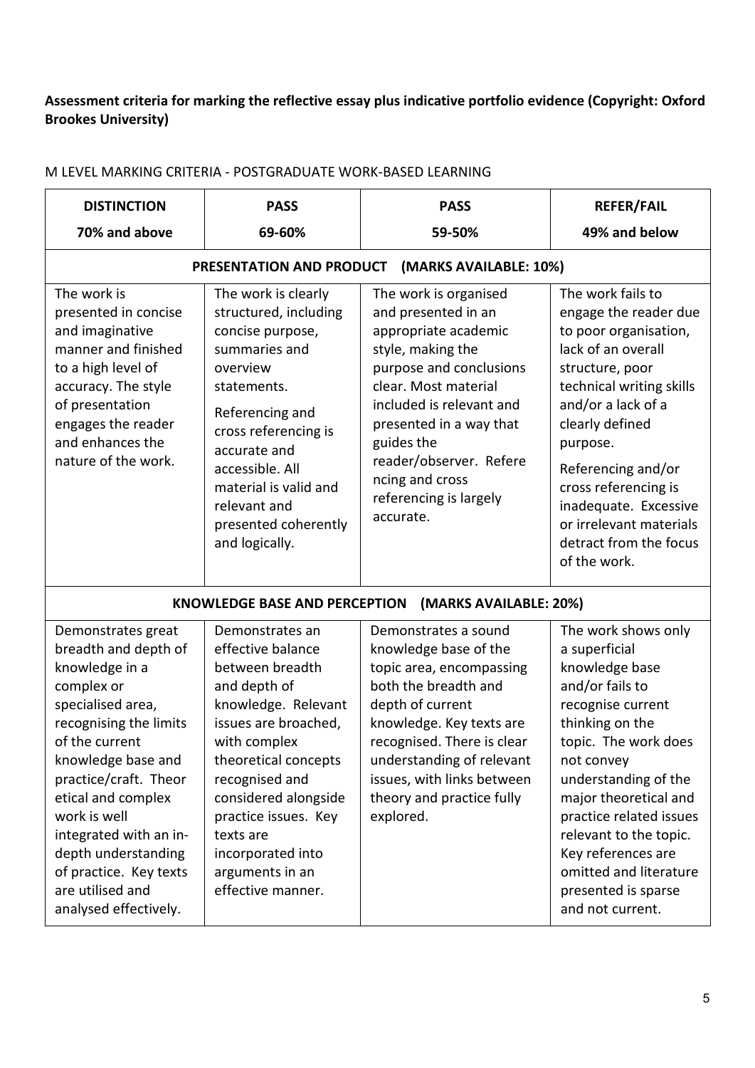**Assessment criteria for marking the reflective essay plus indicative portfolio evidence (Copyright: Oxford Brookes University)**

M LEVEL MARKING CRITERIA - POSTGRADUATE WORK-BASED LEARNING

| **DISTINCTION**<br>**70% and above** | **PASS**<br>**69-60%** | **PASS**<br>**59-50%** | **REFER/FAIL**<br>**49% and below** |
|---|---|---|---|
| **PRESENTATION AND PRODUCT (MARKS AVAILABLE: 10%)** | | | |
| The work is presented in concise and imaginative manner and finished to a high level of accuracy. The style of presentation engages the reader and enhances the nature of the work. | The work is clearly structured, including concise purpose, summaries and overview statements.<br><br>Referencing and cross referencing is accurate and accessible. All material is valid and relevant and presented coherently and logically. | The work is organised and presented in an appropriate academic style, making the purpose and conclusions clear. Most material included is relevant and presented in a way that guides the reader/observer. Referencing and cross referencing is largely accurate. | The work fails to engage the reader due to poor organisation, lack of an overall structure, poor technical writing skills and/or a lack of a clearly defined purpose.<br><br>Referencing and/or cross referencing is inadequate. Excessive or irrelevant materials detract from the focus of the work. |
| **KNOWLEDGE BASE AND PERCEPTION (MARKS AVAILABLE: 20%)** | | | |
| Demonstrates great breadth and depth of knowledge in a complex or specialised area, recognising the limits of the current knowledge base and practice/craft. Theoretical and complex work is well integrated with an in-depth understanding of practice. Key texts are utilised and analysed effectively. | Demonstrates an effective balance between breadth and depth of knowledge. Relevant issues are broached, with complex theoretical concepts recognised and considered alongside practice issues. Key texts are incorporated into arguments in an effective manner. | Demonstrates a sound knowledge base of the topic area, encompassing both the breadth and depth of current knowledge. Key texts are recognised. There is clear understanding of relevant issues, with links between theory and practice fully explored. | The work shows only a superficial knowledge base and/or fails to recognise current thinking on the topic. The work does not convey understanding of the major theoretical and practice related issues relevant to the topic. Key references are omitted and literature presented is sparse and not current. |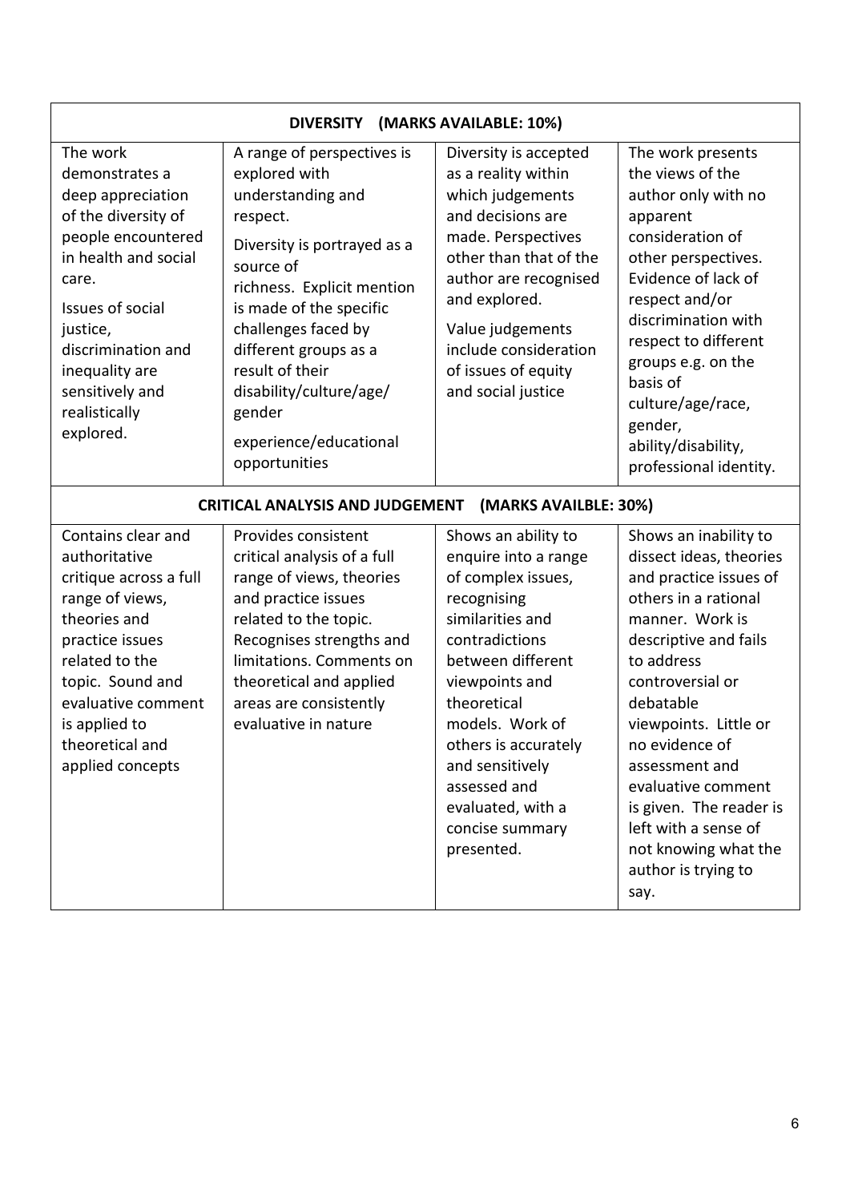| DIVERSITY (MARKS AVAILABLE: 10%) | | | |
|---|---|---|---|
| The work demonstrates a deep appreciation of the diversity of people encountered in health and social care. Issues of social justice, discrimination and inequality are sensitively and realistically explored. | A range of perspectives is explored with understanding and respect. Diversity is portrayed as a source of richness. Explicit mention is made of the specific challenges faced by different groups as a result of their disability/culture/age/ gender experience/educational opportunities | Diversity is accepted as a reality within which judgements and decisions are made. Perspectives other than that of the author are recognised and explored. Value judgements include consideration of issues of equity and social justice | The work presents the views of the author only with no apparent consideration of other perspectives. Evidence of lack of respect and/or discrimination with respect to different groups e.g. on the basis of culture/age/race, gender, ability/disability, professional identity. |
| **CRITICAL ANALYSIS AND JUDGEMENT (MARKS AVAILBLE: 30%)** | | | |
| Contains clear and authoritative critique across a full range of views, theories and practice issues related to the topic. Sound and evaluative comment is applied to theoretical and applied concepts | Provides consistent critical analysis of a full range of views, theories and practice issues related to the topic. Recognises strengths and limitations. Comments on theoretical and applied areas are consistently evaluative in nature | Shows an ability to enquire into a range of complex issues, recognising similarities and contradictions between different viewpoints and theoretical models. Work of others is accurately and sensitively assessed and evaluated, with a concise summary presented. | Shows an inability to dissect ideas, theories and practice issues of others in a rational manner. Work is descriptive and fails to address controversial or debatable viewpoints. Little or no evidence of assessment and evaluative comment is given. The reader is left with a sense of not knowing what the author is trying to say. |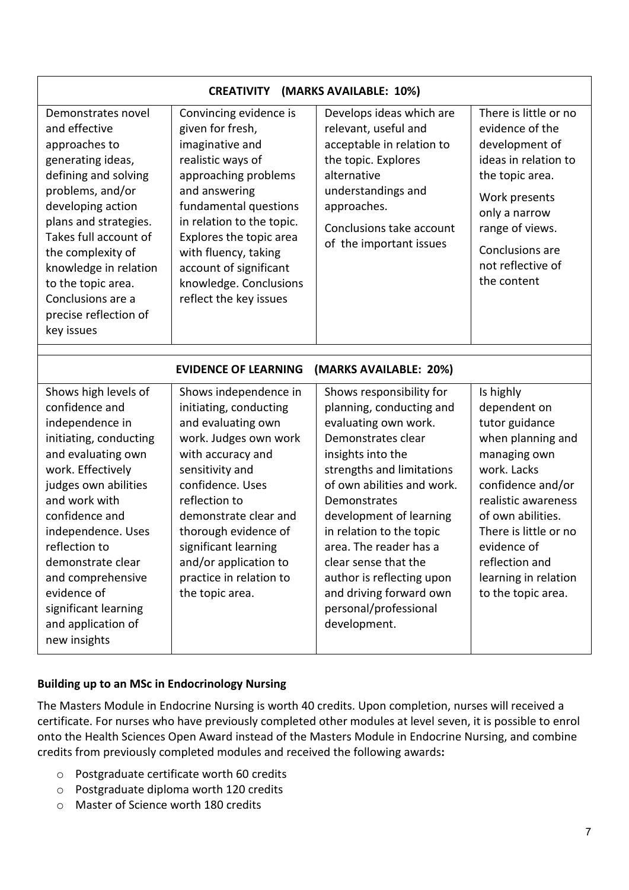| CREATIVITY (MARKS AVAILABLE: 10%) | | | |
|---|---|---|---|
| Demonstrates novel and effective approaches to generating ideas, defining and solving problems, and/or developing action plans and strategies. Takes full account of the complexity of knowledge in relation to the topic area. Conclusions are a precise reflection of key issues | Convincing evidence is given for fresh, imaginative and realistic ways of approaching problems and answering fundamental questions in relation to the topic. Explores the topic area with fluency, taking account of significant knowledge. Conclusions reflect the key issues | Develops ideas which are relevant, useful and acceptable in relation to the topic. Explores alternative understandings and approaches. Conclusions take account of the important issues | There is little or no evidence of the development of ideas in relation to the topic area. Work presents only a narrow range of views. Conclusions are not reflective of the content |

| EVIDENCE OF LEARNING (MARKS AVAILABLE: 20%) | | | |
|---|---|---|---|
| Shows high levels of confidence and independence in initiating, conducting and evaluating own work. Effectively judges own abilities and work with confidence and independence. Uses reflection to demonstrate clear and comprehensive evidence of significant learning and application of new insights | Shows independence in initiating, conducting and evaluating own work. Judges own work with accuracy and sensitivity and confidence. Uses reflection to demonstrate clear and thorough evidence of significant learning and/or application to practice in relation to the topic area. | Shows responsibility for planning, conducting and evaluating own work. Demonstrates clear insights into the strengths and limitations of own abilities and work. Demonstrates development of learning in relation to the topic area. The reader has a clear sense that the author is reflecting upon and driving forward own personal/professional development. | Is highly dependent on tutor guidance when planning and managing own work. Lacks confidence and/or realistic awareness of own abilities. There is little or no evidence of reflection and learning in relation to the topic area. |

**Building up to an MSc in Endocrinology Nursing**

The Masters Module in Endocrine Nursing is worth 40 credits. Upon completion, nurses will received a certificate. For nurses who have previously completed other modules at level seven, it is possible to enrol onto the Health Sciences Open Award instead of the Masters Module in Endocrine Nursing, and combine credits from previously completed modules and received the following awards**:**

- Postgraduate certificate worth 60 credits
- Postgraduate diploma worth 120 credits
- Master of Science worth 180 credits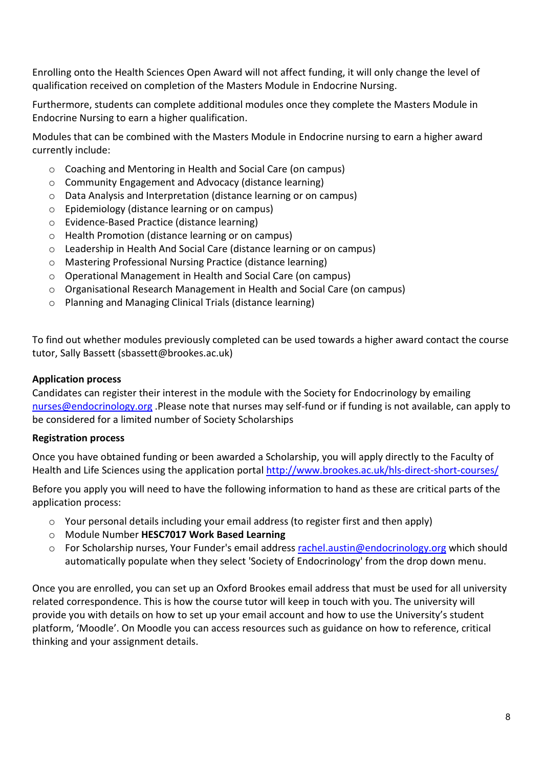Enrolling onto the Health Sciences Open Award will not affect funding, it will only change the level of qualification received on completion of the Masters Module in Endocrine Nursing.

Furthermore, students can complete additional modules once they complete the Masters Module in Endocrine Nursing to earn a higher qualification.

Modules that can be combined with the Masters Module in Endocrine nursing to earn a higher award currently include:

- Coaching and Mentoring in Health and Social Care (on campus)
- Community Engagement and Advocacy (distance learning)
- Data Analysis and Interpretation (distance learning or on campus)
- Epidemiology (distance learning or on campus)
- Evidence-Based Practice (distance learning)
- Health Promotion (distance learning or on campus)
- Leadership in Health And Social Care (distance learning or on campus)
- Mastering Professional Nursing Practice (distance learning)
- Operational Management in Health and Social Care (on campus)
- Organisational Research Management in Health and Social Care (on campus)
- Planning and Managing Clinical Trials (distance learning)

To find out whether modules previously completed can be used towards a higher award contact the course tutor, Sally Bassett (sbassett@brookes.ac.uk)

**Application process**

Candidates can register their interest in the module with the Society for Endocrinology by emailing nurses@endocrinology.org .Please note that nurses may self-fund or if funding is not available, can apply to be considered for a limited number of Society Scholarships

**Registration process**

Once you have obtained funding or been awarded a Scholarship, you will apply directly to the Faculty of Health and Life Sciences using the application portal http://www.brookes.ac.uk/hls-direct-short-courses/

Before you apply you will need to have the following information to hand as these are critical parts of the application process:

- Your personal details including your email address (to register first and then apply)
- Module Number **HESC7017 Work Based Learning**
- For Scholarship nurses, Your Funder's email address rachel.austin@endocrinology.org which should automatically populate when they select 'Society of Endocrinology' from the drop down menu.

Once you are enrolled, you can set up an Oxford Brookes email address that must be used for all university related correspondence. This is how the course tutor will keep in touch with you. The university will provide you with details on how to set up your email account and how to use the University's student platform, 'Moodle'. On Moodle you can access resources such as guidance on how to reference, critical thinking and your assignment details.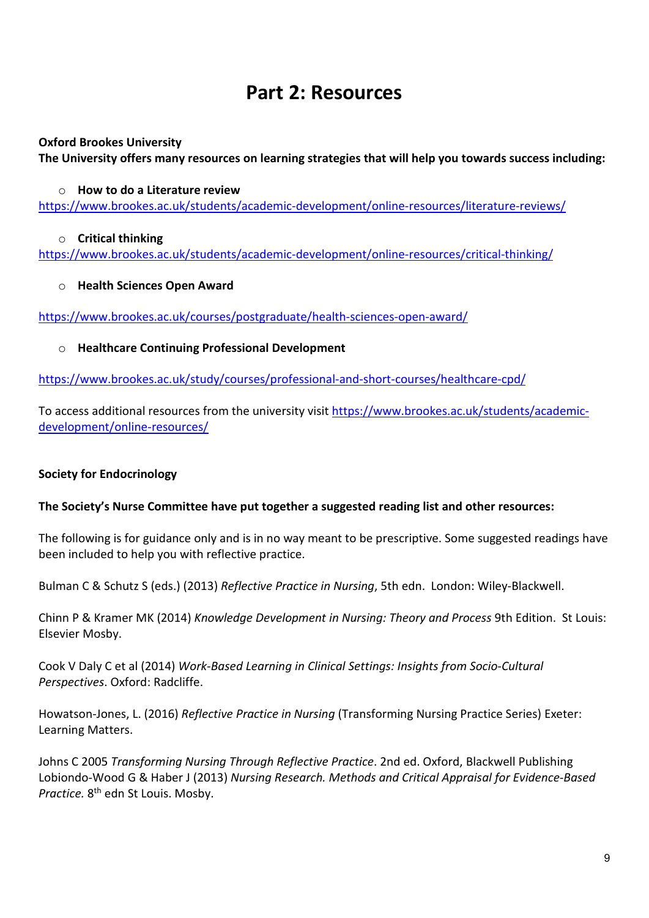# Part 2: Resources

**Oxford Brookes University**
**The University offers many resources on learning strategies that will help you towards success including:**

- **How to do a Literature review**

https://www.brookes.ac.uk/students/academic-development/online-resources/literature-reviews/

- **Critical thinking**

https://www.brookes.ac.uk/students/academic-development/online-resources/critical-thinking/

- **Health Sciences Open Award**

https://www.brookes.ac.uk/courses/postgraduate/health-sciences-open-award/

- **Healthcare Continuing Professional Development**

https://www.brookes.ac.uk/study/courses/professional-and-short-courses/healthcare-cpd/

To access additional resources from the university visit https://www.brookes.ac.uk/students/academic-development/online-resources/

**Society for Endocrinology**

**The Society's Nurse Committee have put together a suggested reading list and other resources:**

The following is for guidance only and is in no way meant to be prescriptive. Some suggested readings have been included to help you with reflective practice.

Bulman C & Schutz S (eds.) (2013) *Reflective Practice in Nursing*, 5th edn. London: Wiley-Blackwell.

Chinn P & Kramer MK (2014) *Knowledge Development in Nursing: Theory and Process* 9th Edition. St Louis: Elsevier Mosby.

Cook V Daly C et al (2014) *Work-Based Learning in Clinical Settings: Insights from Socio-Cultural Perspectives*. Oxford: Radcliffe.

Howatson-Jones, L. (2016) *Reflective Practice in Nursing* (Transforming Nursing Practice Series) Exeter: Learning Matters.

Johns C 2005 *Transforming Nursing Through Reflective Practice*. 2nd ed. Oxford, Blackwell Publishing
Lobiondo-Wood G & Haber J (2013) *Nursing Research. Methods and Critical Appraisal for Evidence-Based Practice.* 8th edn St Louis. Mosby.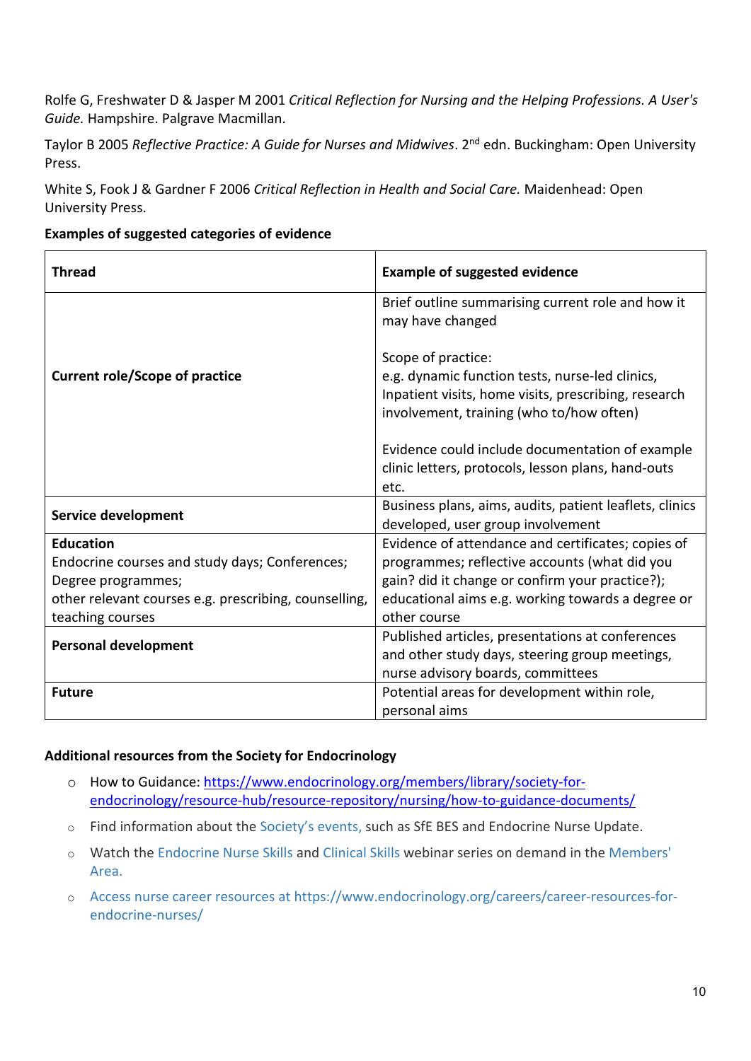Rolfe G, Freshwater D & Jasper M 2001 *Critical Reflection for Nursing and the Helping Professions. A User's Guide.* Hampshire. Palgrave Macmillan.

Taylor B 2005 *Reflective Practice: A Guide for Nurses and Midwives*. 2nd edn. Buckingham: Open University Press.

White S, Fook J & Gardner F 2006 *Critical Reflection in Health and Social Care.* Maidenhead: Open University Press.

**Examples of suggested categories of evidence**

| **Thread** | **Example of suggested evidence** |
|---|---|
| **Current role/Scope of practice** | Brief outline summarising current role and how it may have changed<br><br>Scope of practice:<br>e.g. dynamic function tests, nurse-led clinics, Inpatient visits, home visits, prescribing, research involvement, training (who to/how often)<br><br>Evidence could include documentation of example clinic letters, protocols, lesson plans, hand-outs etc. |
| **Service development** | Business plans, aims, audits, patient leaflets, clinics developed, user group involvement |
| **Education**<br>Endocrine courses and study days; Conferences; Degree programmes;<br>other relevant courses e.g. prescribing, counselling, teaching courses | Evidence of attendance and certificates; copies of programmes; reflective accounts (what did you gain? did it change or confirm your practice?); educational aims e.g. working towards a degree or other course |
| **Personal development** | Published articles, presentations at conferences and other study days, steering group meetings, nurse advisory boards, committees |
| **Future** | Potential areas for development within role, personal aims |

**Additional resources from the Society for Endocrinology**

- How to Guidance: https://www.endocrinology.org/members/library/society-for-endocrinology/resource-hub/resource-repository/nursing/how-to-guidance-documents/
- Find information about the Society's events, such as SfE BES and Endocrine Nurse Update.
- Watch the Endocrine Nurse Skills and Clinical Skills webinar series on demand in the Members' Area.
- Access nurse career resources at https://www.endocrinology.org/careers/career-resources-for-endocrine-nurses/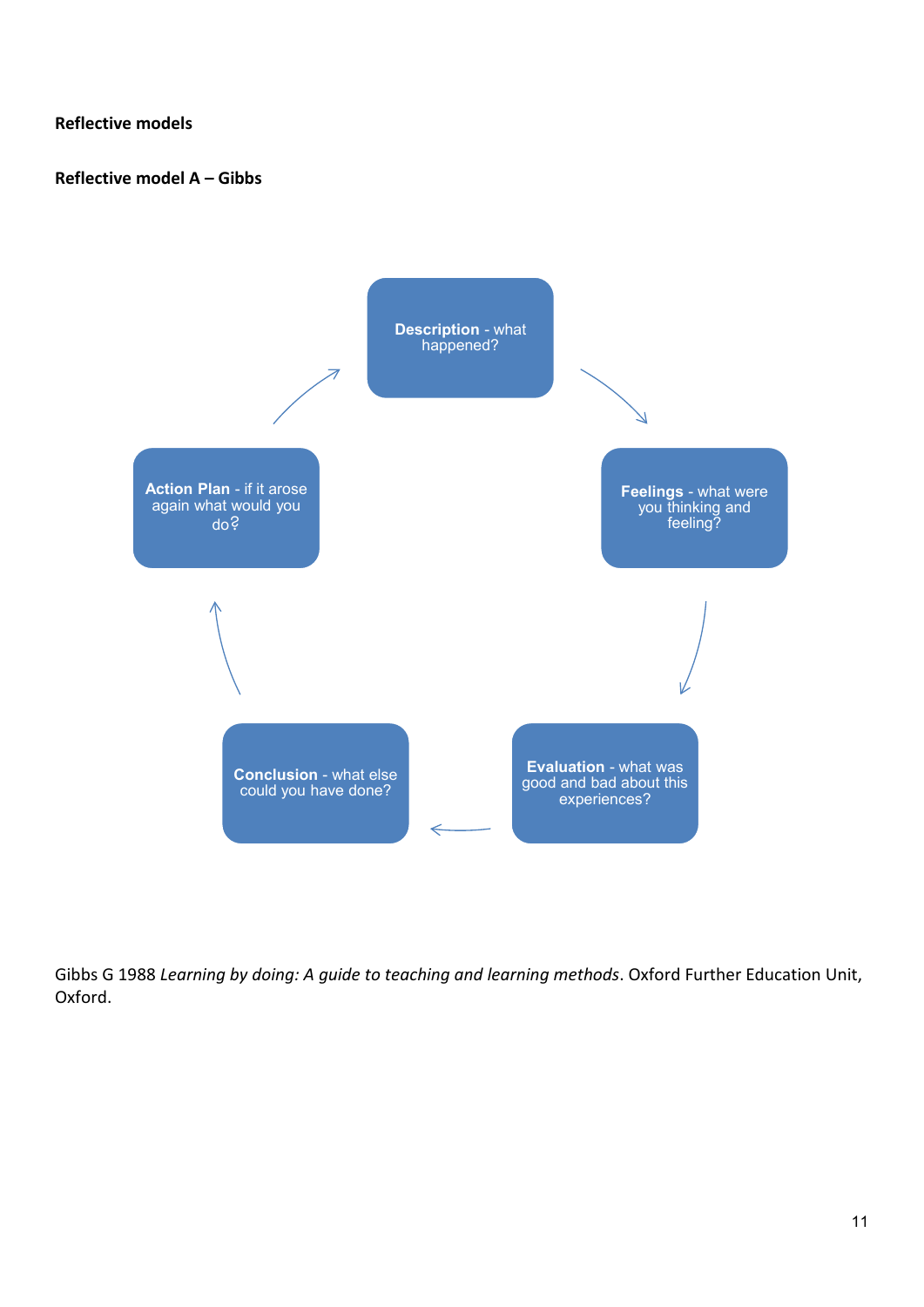**Reflective models**

**Reflective model A – Gibbs**

**Description** - what happened?

**Feelings** - what were you thinking and feeling?

**Evaluation** - what was good and bad about this experiences?

**Conclusion** - what else could you have done?

**Action Plan** - if it arose again what would you do?

Gibbs G 1988 *Learning by doing: A guide to teaching and learning methods*. Oxford Further Education Unit, Oxford.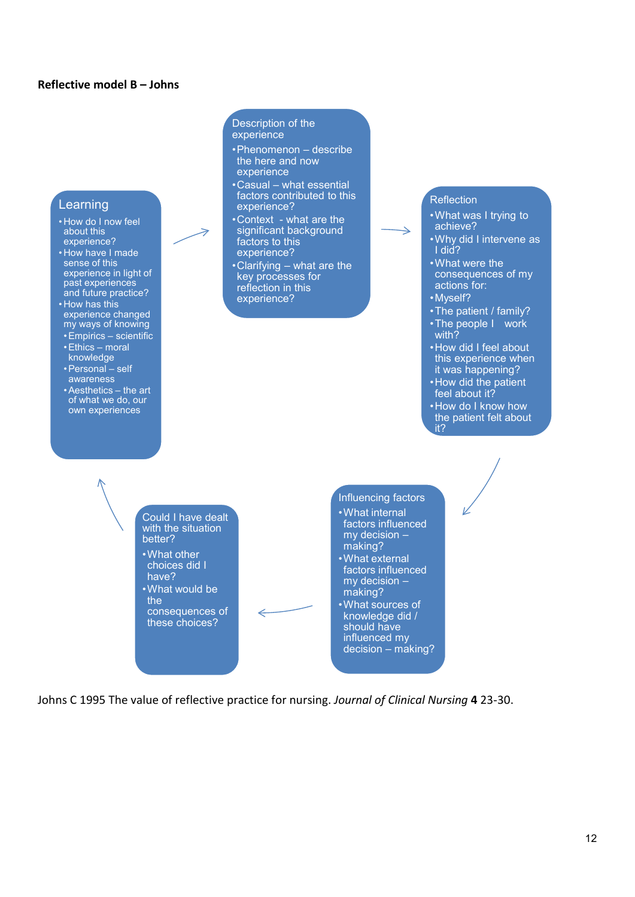**Reflective model B – Johns**

**Description of the experience**

- Phenomenon – describe the here and now experience
- Casual – what essential factors contributed to this experience?
- Context - what are the significant background factors to this experience?
- Clarifying – what are the key processes for reflection in this experience?

**Reflection**

- What was I trying to achieve?
- Why did I intervene as I did?
- What were the consequences of my actions for:
- Myself?
- The patient / family?
- The people I work with?
- How did I feel about this experience when it was happening?
- How did the patient feel about it?
- How do I know how the patient felt about it?

**Influencing factors**

- What internal factors influenced my decision – making?
- What external factors influenced my decision – making?
- What sources of knowledge did / should have influenced my decision – making?

**Could I have dealt with the situation better?**

- What other choices did I have?
- What would be the consequences of these choices?

**Learning**

- How do I now feel about this experience?
- How have I made sense of this experience in light of past experiences and future practice?
- How has this experience changed my ways of knowing
  - Empirics – scientific
  - Ethics – moral knowledge
  - Personal – self awareness
  - Aesthetics – the art of what we do, our own experiences

Johns C 1995 The value of reflective practice for nursing. *Journal of Clinical Nursing* **4** 23-30.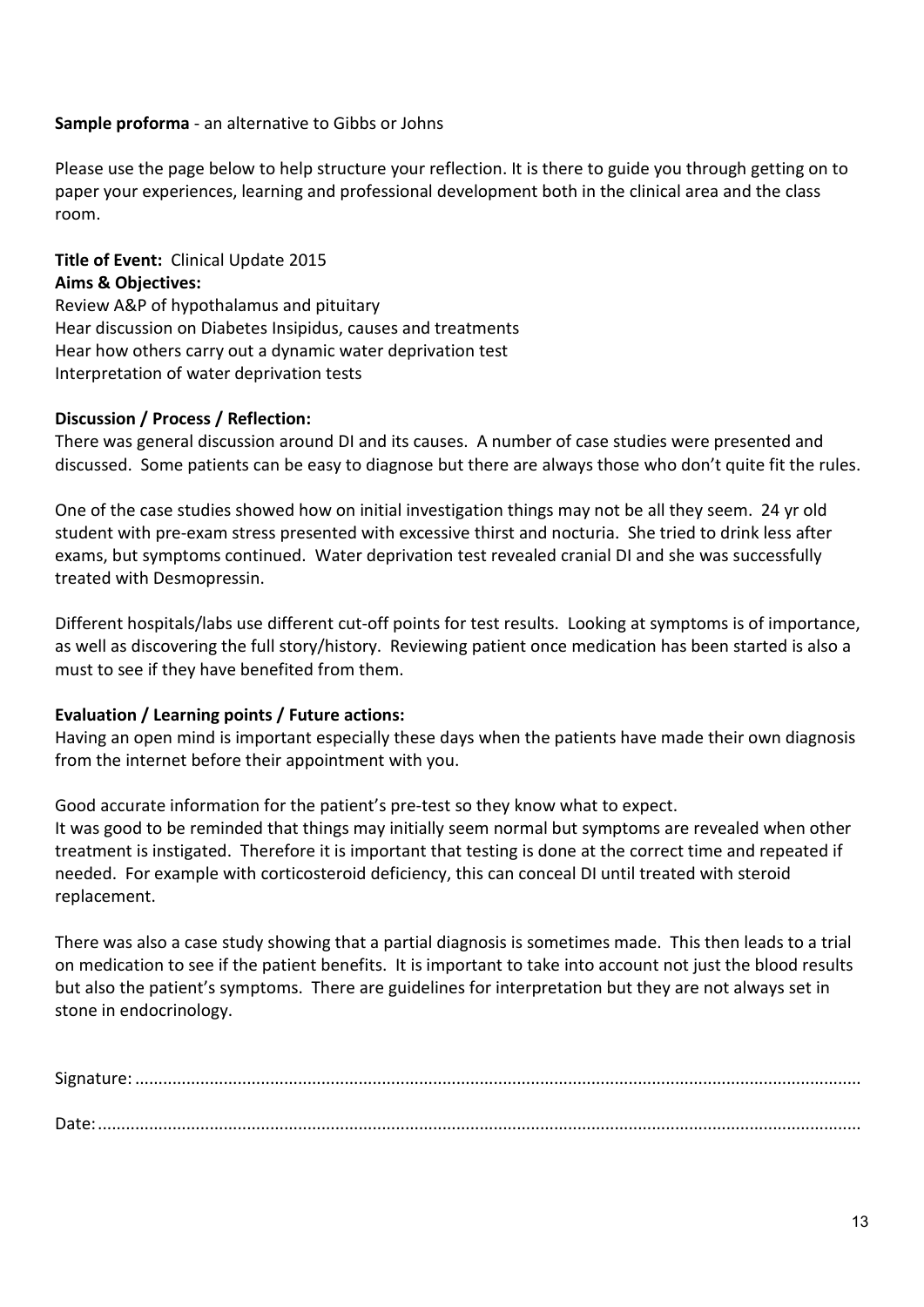**Sample proforma** - an alternative to Gibbs or Johns

Please use the page below to help structure your reflection. It is there to guide you through getting on to paper your experiences, learning and professional development both in the clinical area and the class room.

**Title of Event:** Clinical Update 2015

**Aims & Objectives:**

Review A&P of hypothalamus and pituitary
Hear discussion on Diabetes Insipidus, causes and treatments
Hear how others carry out a dynamic water deprivation test
Interpretation of water deprivation tests

**Discussion / Process / Reflection:**

There was general discussion around DI and its causes. A number of case studies were presented and discussed. Some patients can be easy to diagnose but there are always those who don't quite fit the rules.

One of the case studies showed how on initial investigation things may not be all they seem. 24 yr old student with pre-exam stress presented with excessive thirst and nocturia. She tried to drink less after exams, but symptoms continued. Water deprivation test revealed cranial DI and she was successfully treated with Desmopressin.

Different hospitals/labs use different cut-off points for test results. Looking at symptoms is of importance, as well as discovering the full story/history. Reviewing patient once medication has been started is also a must to see if they have benefited from them.

**Evaluation / Learning points / Future actions:**

Having an open mind is important especially these days when the patients have made their own diagnosis from the internet before their appointment with you.

Good accurate information for the patient's pre-test so they know what to expect.
It was good to be reminded that things may initially seem normal but symptoms are revealed when other treatment is instigated. Therefore it is important that testing is done at the correct time and repeated if needed. For example with corticosteroid deficiency, this can conceal DI until treated with steroid replacement.

There was also a case study showing that a partial diagnosis is sometimes made. This then leads to a trial on medication to see if the patient benefits. It is important to take into account not just the blood results but also the patient's symptoms. There are guidelines for interpretation but they are not always set in stone in endocrinology.

Signature:...........................................................................................................................................

Date:...................................................................................................................................................